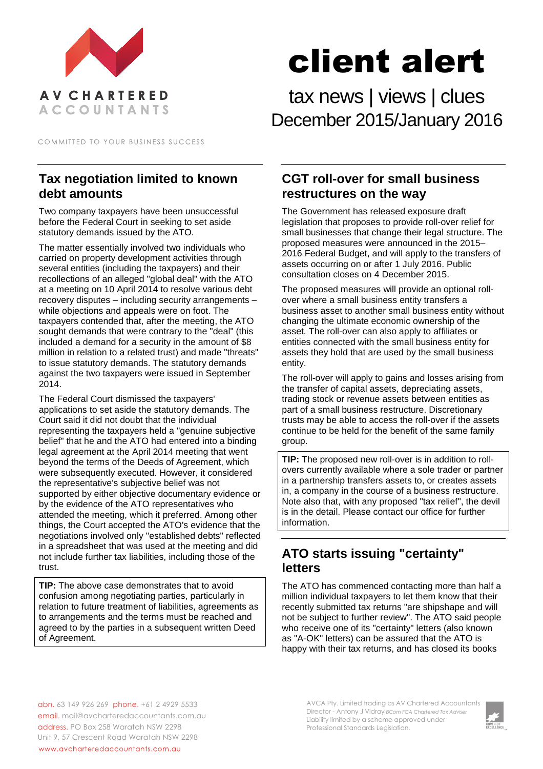AV CHARTERED ACCOUNTANTS

COMMITTED TO YOUR BUSINESS SUCCESS

# client alert

tax news | views | clues
December 2015/January 2016

## Tax negotiation limited to known debt amounts

Two company taxpayers have been unsuccessful before the Federal Court in seeking to set aside statutory demands issued by the ATO.

The matter essentially involved two individuals who carried on property development activities through several entities (including the taxpayers) and their recollections of an alleged "global deal" with the ATO at a meeting on 10 April 2014 to resolve various debt recovery disputes – including security arrangements – while objections and appeals were on foot. The taxpayers contended that, after the meeting, the ATO sought demands that were contrary to the "deal" (this included a demand for a security in the amount of $8 million in relation to a related trust) and made "threats" to issue statutory demands. The statutory demands against the two taxpayers were issued in September 2014.

The Federal Court dismissed the taxpayers' applications to set aside the statutory demands. The Court said it did not doubt that the individual representing the taxpayers held a "genuine subjective belief" that he and the ATO had entered into a binding legal agreement at the April 2014 meeting that went beyond the terms of the Deeds of Agreement, which were subsequently executed. However, it considered the representative's subjective belief was not supported by either objective documentary evidence or by the evidence of the ATO representatives who attended the meeting, which it preferred. Among other things, the Court accepted the ATO's evidence that the negotiations involved only "established debts" reflected in a spreadsheet that was used at the meeting and did not include further tax liabilities, including those of the trust.

**TIP:** The above case demonstrates that to avoid confusion among negotiating parties, particularly in relation to future treatment of liabilities, agreements as to arrangements and the terms must be reached and agreed to by the parties in a subsequent written Deed of Agreement.

## CGT roll-over for small business restructures on the way

The Government has released exposure draft legislation that proposes to provide roll-over relief for small businesses that change their legal structure. The proposed measures were announced in the 2015–2016 Federal Budget, and will apply to the transfers of assets occurring on or after 1 July 2016. Public consultation closes on 4 December 2015.

The proposed measures will provide an optional roll-over where a small business entity transfers a business asset to another small business entity without changing the ultimate economic ownership of the asset. The roll-over can also apply to affiliates or entities connected with the small business entity for assets they hold that are used by the small business entity.

The roll-over will apply to gains and losses arising from the transfer of capital assets, depreciating assets, trading stock or revenue assets between entities as part of a small business restructure. Discretionary trusts may be able to access the roll-over if the assets continue to be held for the benefit of the same family group.

**TIP:** The proposed new roll-over is in addition to roll-overs currently available where a sole trader or partner in a partnership transfers assets to, or creates assets in, a company in the course of a business restructure. Note also that, with any proposed "tax relief", the devil is in the detail. Please contact our office for further information.

## ATO starts issuing "certainty" letters

The ATO has commenced contacting more than half a million individual taxpayers to let them know that their recently submitted tax returns "are shipshape and will not be subject to further review". The ATO said people who receive one of its "certainty" letters (also known as "A-OK" letters) can be assured that the ATO is happy with their tax returns, and has closed its books

abn. 63 149 926 269 phone. +61 2 4929 5533
email. mail@avcharteredaccountants.com.au
address. PO Box 258 Waratah NSW 2298
Unit 9, 57 Crescent Road Waratah NSW 2298
www.avcharteredaccountants.com.au

AVCA Pty. Limited trading as AV Chartered Accountants
Director - Antony J Vidray *BCom FCA Chartered Tax Adviser*
Liability limited by a scheme approved under Professional Standards Legislation.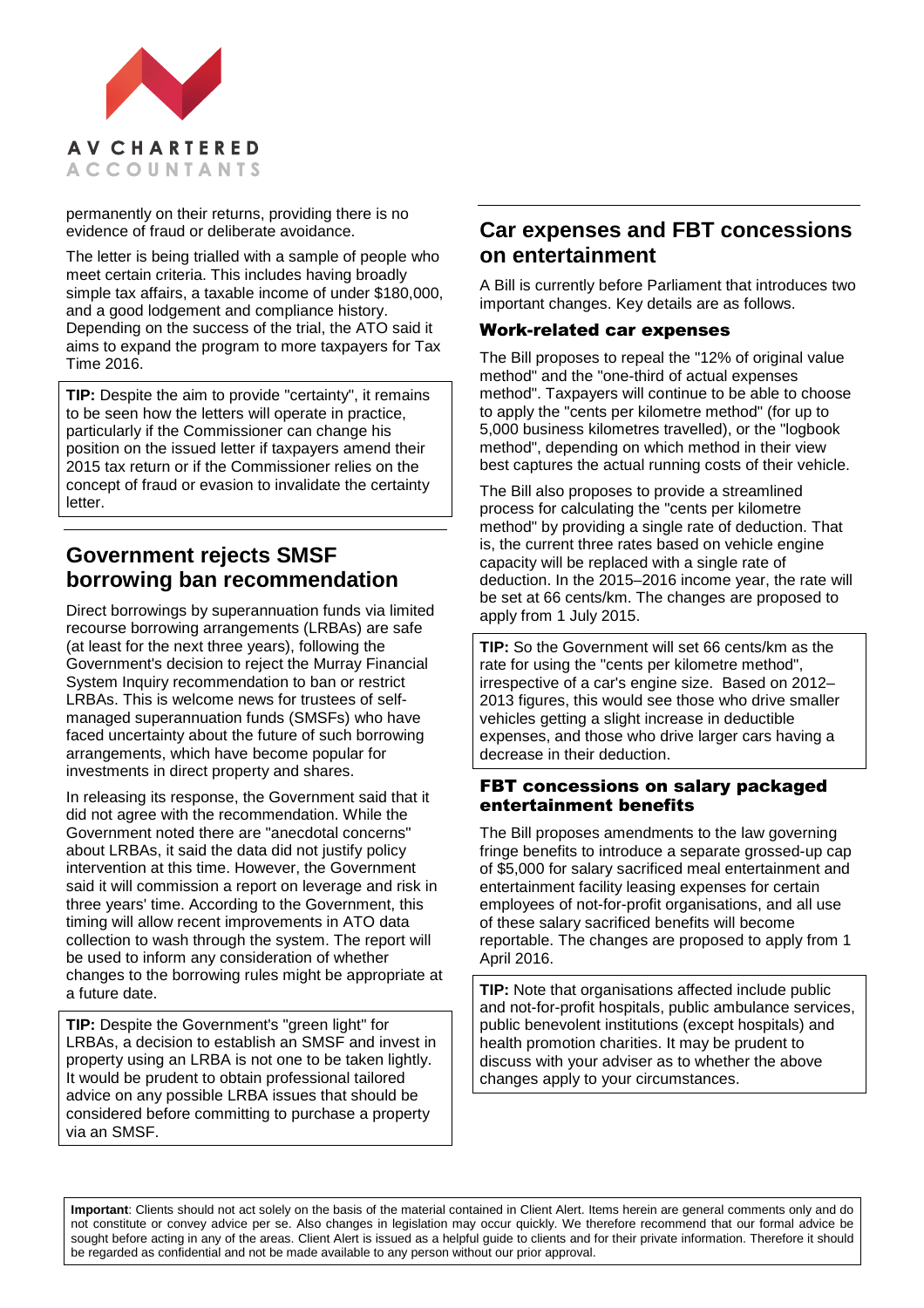permanently on their returns, providing there is no evidence of fraud or deliberate avoidance.

The letter is being trialled with a sample of people who meet certain criteria. This includes having broadly simple tax affairs, a taxable income of under $180,000, and a good lodgement and compliance history. Depending on the success of the trial, the ATO said it aims to expand the program to more taxpayers for Tax Time 2016.

**TIP:** Despite the aim to provide "certainty", it remains to be seen how the letters will operate in practice, particularly if the Commissioner can change his position on the issued letter if taxpayers amend their 2015 tax return or if the Commissioner relies on the concept of fraud or evasion to invalidate the certainty letter.

## Government rejects SMSF borrowing ban recommendation

Direct borrowings by superannuation funds via limited recourse borrowing arrangements (LRBAs) are safe (at least for the next three years), following the Government's decision to reject the Murray Financial System Inquiry recommendation to ban or restrict LRBAs. This is welcome news for trustees of self-managed superannuation funds (SMSFs) who have faced uncertainty about the future of such borrowing arrangements, which have become popular for investments in direct property and shares.

In releasing its response, the Government said that it did not agree with the recommendation. While the Government noted there are "anecdotal concerns" about LRBAs, it said the data did not justify policy intervention at this time. However, the Government said it will commission a report on leverage and risk in three years' time. According to the Government, this timing will allow recent improvements in ATO data collection to wash through the system. The report will be used to inform any consideration of whether changes to the borrowing rules might be appropriate at a future date.

**TIP:** Despite the Government's "green light" for LRBAs, a decision to establish an SMSF and invest in property using an LRBA is not one to be taken lightly. It would be prudent to obtain professional tailored advice on any possible LRBA issues that should be considered before committing to purchase a property via an SMSF.

## Car expenses and FBT concessions on entertainment

A Bill is currently before Parliament that introduces two important changes. Key details are as follows.

### Work-related car expenses

The Bill proposes to repeal the "12% of original value method" and the "one-third of actual expenses method". Taxpayers will continue to be able to choose to apply the "cents per kilometre method" (for up to 5,000 business kilometres travelled), or the "logbook method", depending on which method in their view best captures the actual running costs of their vehicle.

The Bill also proposes to provide a streamlined process for calculating the "cents per kilometre method" by providing a single rate of deduction. That is, the current three rates based on vehicle engine capacity will be replaced with a single rate of deduction. In the 2015–2016 income year, the rate will be set at 66 cents/km. The changes are proposed to apply from 1 July 2015.

**TIP:** So the Government will set 66 cents/km as the rate for using the "cents per kilometre method", irrespective of a car's engine size. Based on 2012–2013 figures, this would see those who drive smaller vehicles getting a slight increase in deductible expenses, and those who drive larger cars having a decrease in their deduction.

### FBT concessions on salary packaged entertainment benefits

The Bill proposes amendments to the law governing fringe benefits to introduce a separate grossed-up cap of $5,000 for salary sacrificed meal entertainment and entertainment facility leasing expenses for certain employees of not-for-profit organisations, and all use of these salary sacrificed benefits will become reportable. The changes are proposed to apply from 1 April 2016.

**TIP:** Note that organisations affected include public and not-for-profit hospitals, public ambulance services, public benevolent institutions (except hospitals) and health promotion charities. It may be prudent to discuss with your adviser as to whether the above changes apply to your circumstances.

**Important**: Clients should not act solely on the basis of the material contained in Client Alert. Items herein are general comments only and do not constitute or convey advice per se. Also changes in legislation may occur quickly. We therefore recommend that our formal advice be sought before acting in any of the areas. Client Alert is issued as a helpful guide to clients and for their private information. Therefore it should be regarded as confidential and not be made available to any person without our prior approval.